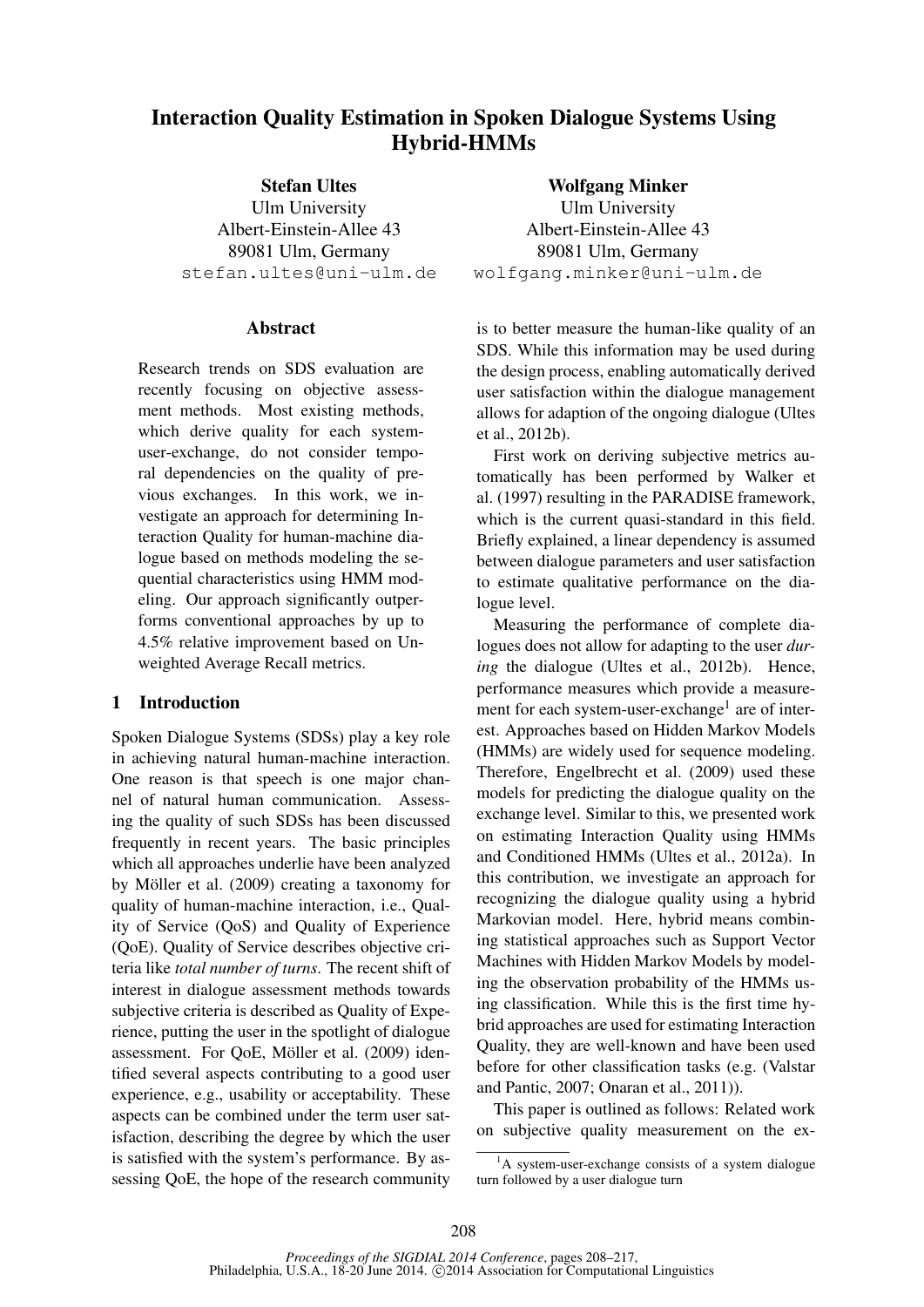# Interaction Quality Estimation in Spoken Dialogue Systems Using Hybrid-HMMs

**Stefan Ultes**
Ulm University
Albert-Einstein-Allee 43
89081 Ulm, Germany
stefan.ultes@uni-ulm.de

**Wolfgang Minker**
Ulm University
Albert-Einstein-Allee 43
89081 Ulm, Germany
wolfgang.minker@uni-ulm.de

## Abstract

Research trends on SDS evaluation are recently focusing on objective assessment methods. Most existing methods, which derive quality for each system-user-exchange, do not consider temporal dependencies on the quality of previous exchanges. In this work, we investigate an approach for determining Interaction Quality for human-machine dialogue based on methods modeling the sequential characteristics using HMM modeling. Our approach significantly outperforms conventional approaches by up to 4.5% relative improvement based on Unweighted Average Recall metrics.

## 1 Introduction

Spoken Dialogue Systems (SDSs) play a key role in achieving natural human-machine interaction. One reason is that speech is one major channel of natural human communication. Assessing the quality of such SDSs has been discussed frequently in recent years. The basic principles which all approaches underlie have been analyzed by Möller et al. (2009) creating a taxonomy for quality of human-machine interaction, i.e., Quality of Service (QoS) and Quality of Experience (QoE). Quality of Service describes objective criteria like *total number of turns*. The recent shift of interest in dialogue assessment methods towards subjective criteria is described as Quality of Experience, putting the user in the spotlight of dialogue assessment. For QoE, Möller et al. (2009) identified several aspects contributing to a good user experience, e.g., usability or acceptability. These aspects can be combined under the term user satisfaction, describing the degree by which the user is satisfied with the system's performance. By assessing QoE, the hope of the research community is to better measure the human-like quality of an SDS. While this information may be used during the design process, enabling automatically derived user satisfaction within the dialogue management allows for adaption of the ongoing dialogue (Ultes et al., 2012b).

First work on deriving subjective metrics automatically has been performed by Walker et al. (1997) resulting in the PARADISE framework, which is the current quasi-standard in this field. Briefly explained, a linear dependency is assumed between dialogue parameters and user satisfaction to estimate qualitative performance on the dialogue level.

Measuring the performance of complete dialogues does not allow for adapting to the user *during* the dialogue (Ultes et al., 2012b). Hence, performance measures which provide a measurement for each system-user-exchange[1] are of interest. Approaches based on Hidden Markov Models (HMMs) are widely used for sequence modeling. Therefore, Engelbrecht et al. (2009) used these models for predicting the dialogue quality on the exchange level. Similar to this, we presented work on estimating Interaction Quality using HMMs and Conditioned HMMs (Ultes et al., 2012a). In this contribution, we investigate an approach for recognizing the dialogue quality using a hybrid Markovian model. Here, hybrid means combining statistical approaches such as Support Vector Machines with Hidden Markov Models by modeling the observation probability of the HMMs using classification. While this is the first time hybrid approaches are used for estimating Interaction Quality, they are well-known and have been used before for other classification tasks (e.g. (Valstar and Pantic, 2007; Onaran et al., 2011)).

This paper is outlined as follows: Related work on subjective quality measurement on the ex-

[1] A system-user-exchange consists of a system dialogue turn followed by a user dialogue turn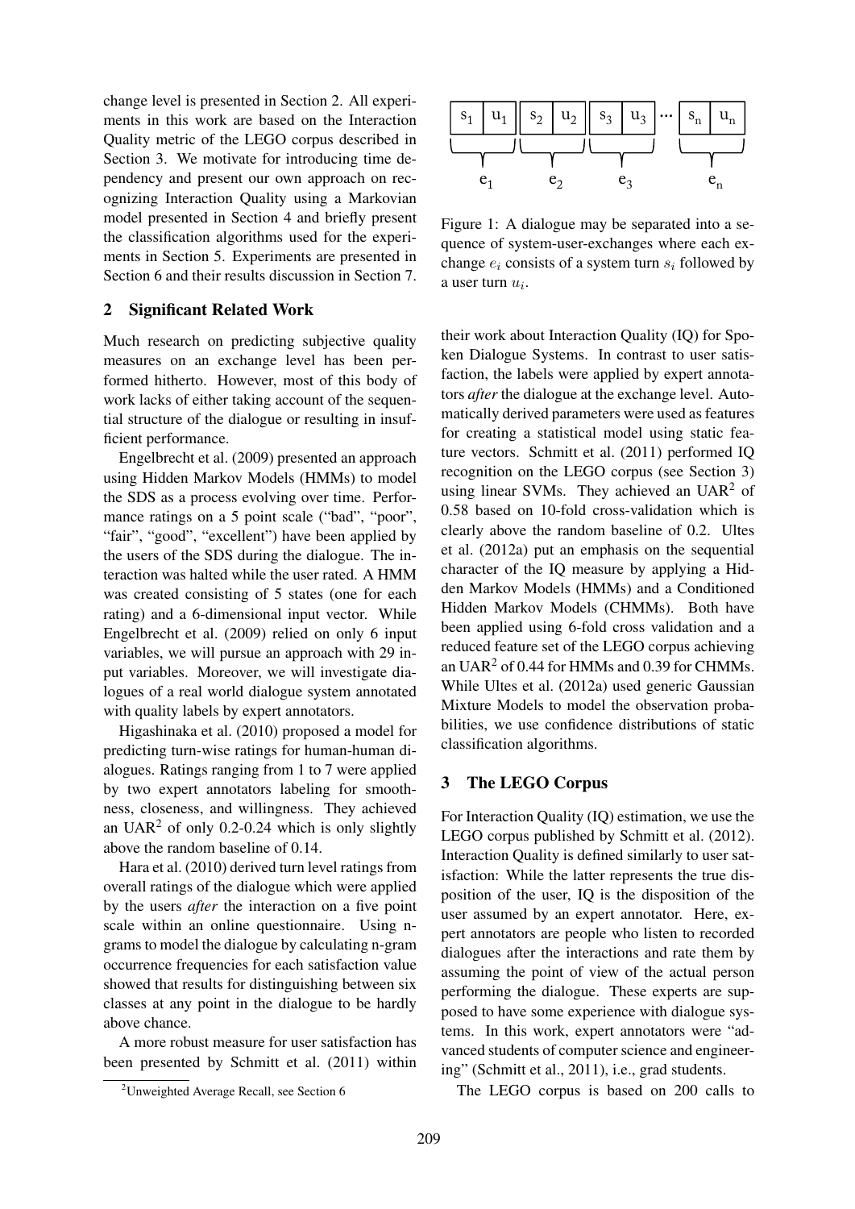change level is presented in Section 2. All experiments in this work are based on the Interaction Quality metric of the LEGO corpus described in Section 3. We motivate for introducing time dependency and present our own approach on recognizing Interaction Quality using a Markovian model presented in Section 4 and briefly present the classification algorithms used for the experiments in Section 5. Experiments are presented in Section 6 and their results discussion in Section 7.

## 2 Significant Related Work

Much research on predicting subjective quality measures on an exchange level has been performed hitherto. However, most of this body of work lacks of either taking account of the sequential structure of the dialogue or resulting in insufficient performance.

Engelbrecht et al. (2009) presented an approach using Hidden Markov Models (HMMs) to model the SDS as a process evolving over time. Performance ratings on a 5 point scale ("bad", "poor", "fair", "good", "excellent") have been applied by the users of the SDS during the dialogue. The interaction was halted while the user rated. A HMM was created consisting of 5 states (one for each rating) and a 6-dimensional input vector. While Engelbrecht et al. (2009) relied on only 6 input variables, we will pursue an approach with 29 input variables. Moreover, we will investigate dialogues of a real world dialogue system annotated with quality labels by expert annotators.

Higashinaka et al. (2010) proposed a model for predicting turn-wise ratings for human-human dialogues. Ratings ranging from 1 to 7 were applied by two expert annotators labeling for smoothness, closeness, and willingness. They achieved an UAR[2] of only 0.2-0.24 which is only slightly above the random baseline of 0.14.

Hara et al. (2010) derived turn level ratings from overall ratings of the dialogue which were applied by the users *after* the interaction on a five point scale within an online questionnaire. Using n-grams to model the dialogue by calculating n-gram occurrence frequencies for each satisfaction value showed that results for distinguishing between six classes at any point in the dialogue to be hardly above chance.

A more robust measure for user satisfaction has been presented by Schmitt et al. (2011) within

[2] Unweighted Average Recall, see Section 6

| $s_1$ | $u_1$ | $s_2$ | $u_2$ | $s_3$ | $u_3$ | ... | $s_n$ | $u_n$ |
|---|---|---|---|---|---|---|---|---|
| $e_1$ | | $e_2$ | | $e_3$ | | | $e_n$ | |

Figure 1: A dialogue may be separated into a sequence of system-user-exchanges where each exchange $e_i$ consists of a system turn $s_i$ followed by a user turn $u_i$.

their work about Interaction Quality (IQ) for Spoken Dialogue Systems. In contrast to user satisfaction, the labels were applied by expert annotators *after* the dialogue at the exchange level. Automatically derived parameters were used as features for creating a statistical model using static feature vectors. Schmitt et al. (2011) performed IQ recognition on the LEGO corpus (see Section 3) using linear SVMs. They achieved an UAR[2] of 0.58 based on 10-fold cross-validation which is clearly above the random baseline of 0.2. Ultes et al. (2012a) put an emphasis on the sequential character of the IQ measure by applying a Hidden Markov Models (HMMs) and a Conditioned Hidden Markov Models (CHMMs). Both have been applied using 6-fold cross validation and a reduced feature set of the LEGO corpus achieving an UAR[2] of 0.44 for HMMs and 0.39 for CHMMs. While Ultes et al. (2012a) used generic Gaussian Mixture Models to model the observation probabilities, we use confidence distributions of static classification algorithms.

## 3 The LEGO Corpus

For Interaction Quality (IQ) estimation, we use the LEGO corpus published by Schmitt et al. (2012). Interaction Quality is defined similarly to user satisfaction: While the latter represents the true disposition of the user, IQ is the disposition of the user assumed by an expert annotator. Here, expert annotators are people who listen to recorded dialogues after the interactions and rate them by assuming the point of view of the actual person performing the dialogue. These experts are supposed to have some experience with dialogue systems. In this work, expert annotators were "advanced students of computer science and engineering" (Schmitt et al., 2011), i.e., grad students.

The LEGO corpus is based on 200 calls to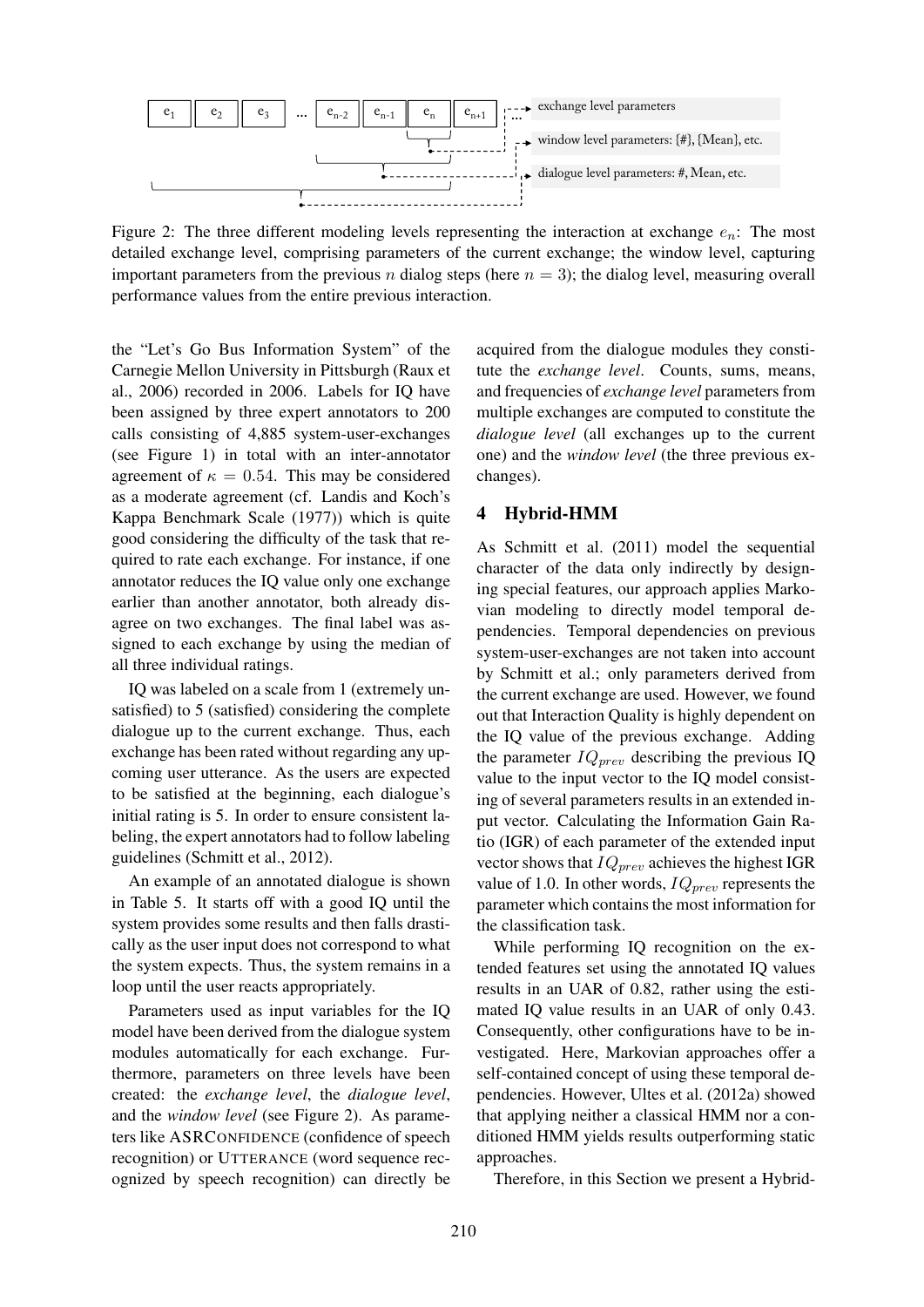Figure 2: The three different modeling levels representing the interaction at exchange $e_n$: The most detailed exchange level, comprising parameters of the current exchange; the window level, capturing important parameters from the previous $n$ dialog steps (here $n = 3$); the dialog level, measuring overall performance values from the entire previous interaction.

the "Let's Go Bus Information System" of the Carnegie Mellon University in Pittsburgh (Raux et al., 2006) recorded in 2006. Labels for IQ have been assigned by three expert annotators to 200 calls consisting of 4,885 system-user-exchanges (see Figure 1) in total with an inter-annotator agreement of $\kappa = 0.54$. This may be considered as a moderate agreement (cf. Landis and Koch's Kappa Benchmark Scale (1977)) which is quite good considering the difficulty of the task that required to rate each exchange. For instance, if one annotator reduces the IQ value only one exchange earlier than another annotator, both already disagree on two exchanges. The final label was assigned to each exchange by using the median of all three individual ratings.

IQ was labeled on a scale from 1 (extremely unsatisfied) to 5 (satisfied) considering the complete dialogue up to the current exchange. Thus, each exchange has been rated without regarding any upcoming user utterance. As the users are expected to be satisfied at the beginning, each dialogue's initial rating is 5. In order to ensure consistent labeling, the expert annotators had to follow labeling guidelines (Schmitt et al., 2012).

An example of an annotated dialogue is shown in Table 5. It starts off with a good IQ until the system provides some results and then falls drastically as the user input does not correspond to what the system expects. Thus, the system remains in a loop until the user reacts appropriately.

Parameters used as input variables for the IQ model have been derived from the dialogue system modules automatically for each exchange. Furthermore, parameters on three levels have been created: the *exchange level*, the *dialogue level*, and the *window level* (see Figure 2). As parameters like ASRCONFIDENCE (confidence of speech recognition) or UTTERANCE (word sequence recognized by speech recognition) can directly be acquired from the dialogue modules they constitute the *exchange level*. Counts, sums, means, and frequencies of *exchange level* parameters from multiple exchanges are computed to constitute the *dialogue level* (all exchanges up to the current one) and the *window level* (the three previous exchanges).

## 4 Hybrid-HMM

As Schmitt et al. (2011) model the sequential character of the data only indirectly by designing special features, our approach applies Markovian modeling to directly model temporal dependencies. Temporal dependencies on previous system-user-exchanges are not taken into account by Schmitt et al.; only parameters derived from the current exchange are used. However, we found out that Interaction Quality is highly dependent on the IQ value of the previous exchange. Adding the parameter $IQ_{prev}$ describing the previous IQ value to the input vector to the IQ model consisting of several parameters results in an extended input vector. Calculating the Information Gain Ratio (IGR) of each parameter of the extended input vector shows that $IQ_{prev}$ achieves the highest IGR value of 1.0. In other words, $IQ_{prev}$ represents the parameter which contains the most information for the classification task.

While performing IQ recognition on the extended features set using the annotated IQ values results in an UAR of 0.82, rather using the estimated IQ value results in an UAR of only 0.43. Consequently, other configurations have to be investigated. Here, Markovian approaches offer a self-contained concept of using these temporal dependencies. However, Ultes et al. (2012a) showed that applying neither a classical HMM nor a conditioned HMM yields results outperforming static approaches.

Therefore, in this Section we present a Hybrid-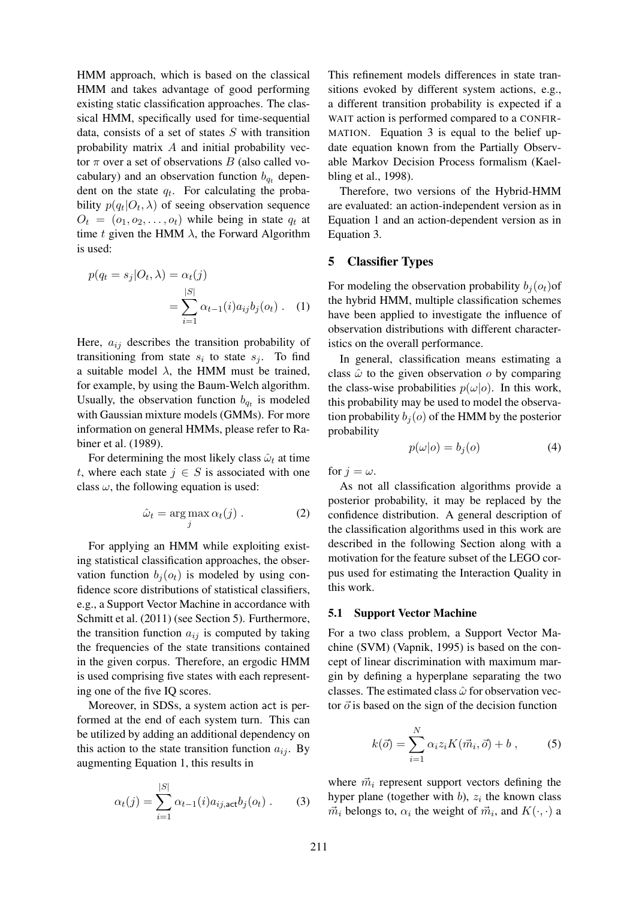HMM approach, which is based on the classical HMM and takes advantage of good performing existing static classification approaches. The classical HMM, specifically used for time-sequential data, consists of a set of states $S$ with transition probability matrix $A$ and initial probability vector $\pi$ over a set of observations $B$ (also called vocabulary) and an observation function $b_{q_t}$ dependent on the state $q_t$. For calculating the probability $p(q_t|O_t, \lambda)$ of seeing observation sequence $O_t = (o_1, o_2, \ldots, o_t)$ while being in state $q_t$ at time $t$ given the HMM $\lambda$, the Forward Algorithm is used:

$$p(q_t = s_j|O_t, \lambda) = \alpha_t(j) = \sum_{i=1}^{|S|} \alpha_{t-1}(i) a_{ij} b_j(o_t) \ . \quad (1)$$

Here, $a_{ij}$ describes the transition probability of transitioning from state $s_i$ to state $s_j$. To find a suitable model $\lambda$, the HMM must be trained, for example, by using the Baum-Welch algorithm. Usually, the observation function $b_{q_t}$ is modeled with Gaussian mixture models (GMMs). For more information on general HMMs, please refer to Rabiner et al. (1989).

For determining the most likely class $\hat{\omega}_t$ at time $t$, where each state $j \in S$ is associated with one class $\omega$, the following equation is used:

$$\hat{\omega}_t = \arg\max_j \alpha_t(j) \ . \quad (2)$$

For applying an HMM while exploiting existing statistical classification approaches, the observation function $b_j(o_t)$ is modeled by using confidence score distributions of statistical classifiers, e.g., a Support Vector Machine in accordance with Schmitt et al. (2011) (see Section 5). Furthermore, the transition function $a_{ij}$ is computed by taking the frequencies of the state transitions contained in the given corpus. Therefore, an ergodic HMM is used comprising five states with each representing one of the five IQ scores.

Moreover, in SDSs, a system action act is performed at the end of each system turn. This can be utilized by adding an additional dependency on this action to the state transition function $a_{ij}$. By augmenting Equation 1, this results in

$$\alpha_t(j) = \sum_{i=1}^{|S|} \alpha_{t-1}(i) a_{ij,\mathsf{act}} b_j(o_t) \ . \quad (3)$$

This refinement models differences in state transitions evoked by different system actions, e.g., a different transition probability is expected if a WAIT action is performed compared to a CONFIRMATION. Equation 3 is equal to the belief update equation known from the Partially Observable Markov Decision Process formalism (Kaelbling et al., 1998).

Therefore, two versions of the Hybrid-HMM are evaluated: an action-independent version as in Equation 1 and an action-dependent version as in Equation 3.

## 5 Classifier Types

For modeling the observation probability $b_j(o_t)$of the hybrid HMM, multiple classification schemes have been applied to investigate the influence of observation distributions with different characteristics on the overall performance.

In general, classification means estimating a class $\hat{\omega}$ to the given observation $o$ by comparing the class-wise probabilities $p(\omega|o)$. In this work, this probability may be used to model the observation probability $b_j(o)$ of the HMM by the posterior probability

$$p(\omega|o) = b_j(o) \quad (4)$$

for $j = \omega$.

As not all classification algorithms provide a posterior probability, it may be replaced by the confidence distribution. A general description of the classification algorithms used in this work are described in the following Section along with a motivation for the feature subset of the LEGO corpus used for estimating the Interaction Quality in this work.

### 5.1 Support Vector Machine

For a two class problem, a Support Vector Machine (SVM) (Vapnik, 1995) is based on the concept of linear discrimination with maximum margin by defining a hyperplane separating the two classes. The estimated class $\hat{\omega}$ for observation vector $\vec{o}$ is based on the sign of the decision function

$$k(\vec{o}) = \sum_{i=1}^{N} \alpha_i z_i K(\vec{m}_i, \vec{o}) + b \ , \quad (5)$$

where $\vec{m}_i$ represent support vectors defining the hyper plane (together with $b$), $z_i$ the known class $\vec{m}_i$ belongs to, $\alpha_i$ the weight of $\vec{m}_i$, and $K(\cdot, \cdot)$ a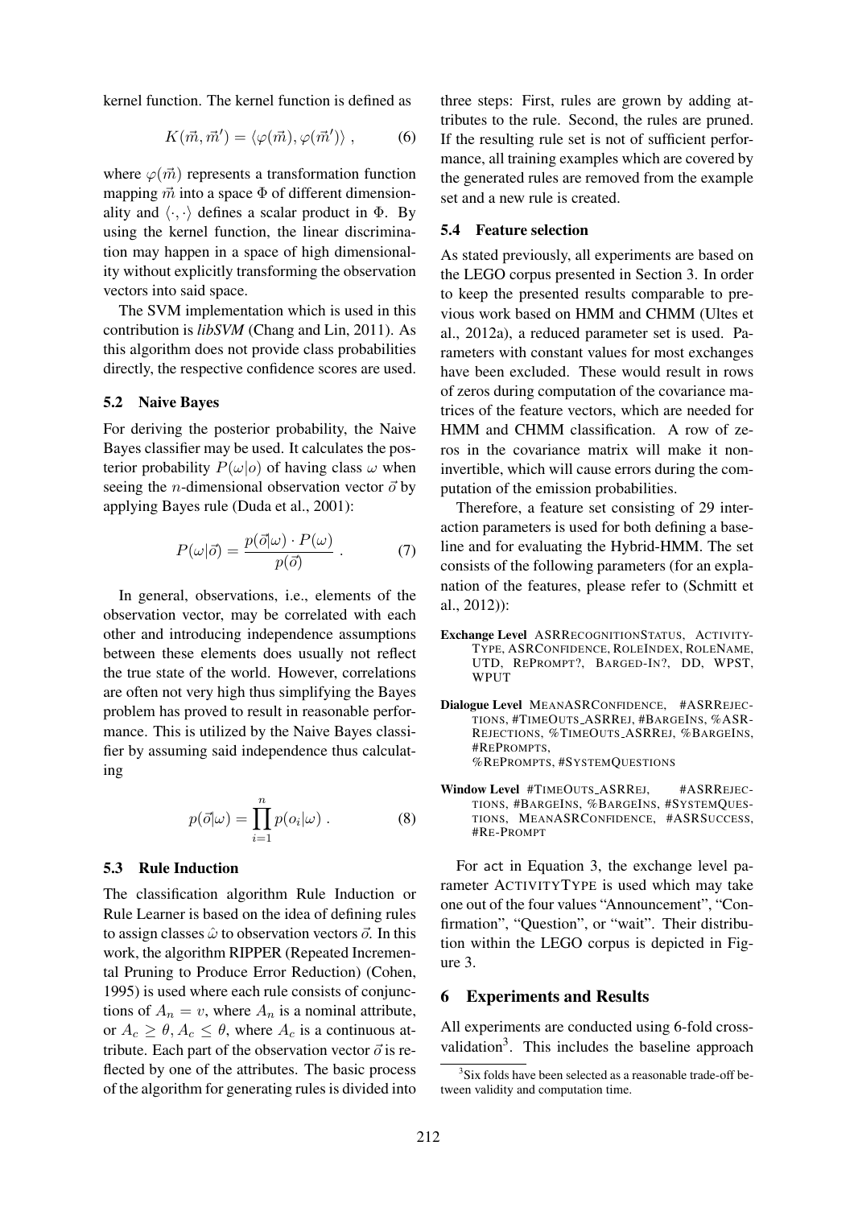kernel function. The kernel function is defined as

$$K(\vec{m}, \vec{m}') = \langle \varphi(\vec{m}), \varphi(\vec{m}') \rangle \ , \tag{6}$$

where $\varphi(\vec{m})$ represents a transformation function mapping $\vec{m}$ into a space $\Phi$ of different dimensionality and $\langle \cdot, \cdot \rangle$ defines a scalar product in $\Phi$. By using the kernel function, the linear discrimination may happen in a space of high dimensionality without explicitly transforming the observation vectors into said space.

The SVM implementation which is used in this contribution is *libSVM* (Chang and Lin, 2011). As this algorithm does not provide class probabilities directly, the respective confidence scores are used.

### 5.2 Naive Bayes

For deriving the posterior probability, the Naive Bayes classifier may be used. It calculates the posterior probability $P(\omega|o)$ of having class $\omega$ when seeing the $n$-dimensional observation vector $\vec{o}$ by applying Bayes rule (Duda et al., 2001):

$$P(\omega|\vec{o}) = \frac{p(\vec{o}|\omega) \cdot P(\omega)}{p(\vec{o})} \ . \tag{7}$$

In general, observations, i.e., elements of the observation vector, may be correlated with each other and introducing independence assumptions between these elements does usually not reflect the true state of the world. However, correlations are often not very high thus simplifying the Bayes problem has proved to result in reasonable performance. This is utilized by the Naive Bayes classifier by assuming said independence thus calculating

$$p(\vec{o}|\omega) = \prod_{i=1}^{n} p(o_i|\omega) \ . \tag{8}$$

### 5.3 Rule Induction

The classification algorithm Rule Induction or Rule Learner is based on the idea of defining rules to assign classes $\hat{\omega}$ to observation vectors $\vec{o}$. In this work, the algorithm RIPPER (Repeated Incremental Pruning to Produce Error Reduction) (Cohen, 1995) is used where each rule consists of conjunctions of $A_n = v$, where $A_n$ is a nominal attribute, or $A_c \geq \theta, A_c \leq \theta$, where $A_c$ is a continuous attribute. Each part of the observation vector $\vec{o}$ is reflected by one of the attributes. The basic process of the algorithm for generating rules is divided into three steps: First, rules are grown by adding attributes to the rule. Second, the rules are pruned. If the resulting rule set is not of sufficient performance, all training examples which are covered by the generated rules are removed from the example set and a new rule is created.

### 5.4 Feature selection

As stated previously, all experiments are based on the LEGO corpus presented in Section 3. In order to keep the presented results comparable to previous work based on HMM and CHMM (Ultes et al., 2012a), a reduced parameter set is used. Parameters with constant values for most exchanges have been excluded. These would result in rows of zeros during computation of the covariance matrices of the feature vectors, which are needed for HMM and CHMM classification. A row of zeros in the covariance matrix will make it non-invertible, which will cause errors during the computation of the emission probabilities.

Therefore, a feature set consisting of 29 interaction parameters is used for both defining a baseline and for evaluating the Hybrid-HMM. The set consists of the following parameters (for an explanation of the features, please refer to (Schmitt et al., 2012)):

**Exchange Level** ASRRECOGNITIONSTATUS, ACTIVITYTYPE, ASRCONFIDENCE, ROLEINDEX, ROLENAME, UTD, REPROMPT?, BARGED-IN?, DD, WPST, WPUT

**Dialogue Level** MEANASRCONFIDENCE, #ASRREJECTIONS, #TIMEOUTS_ASRREJ, #BARGEINS, %ASRREJECTIONS, %TIMEOUTS_ASRREJ, %BARGEINS, #REPROMPTS, %REPROMPTS, #SYSTEMQUESTIONS

**Window Level** #TIMEOUTS_ASRREJ, #ASRREJECTIONS, #BARGEINS, %BARGEINS, #SYSTEMQUESTIONS, MEANASRCONFIDENCE, #ASRSUCCESS, #RE-PROMPT

For act in Equation 3, the exchange level parameter ACTIVITYTYPE is used which may take one out of the four values "Announcement", "Confirmation", "Question", or "wait". Their distribution within the LEGO corpus is depicted in Figure 3.

## 6 Experiments and Results

All experiments are conducted using 6-fold cross-validation[3]. This includes the baseline approach

[3] Six folds have been selected as a reasonable trade-off between validity and computation time.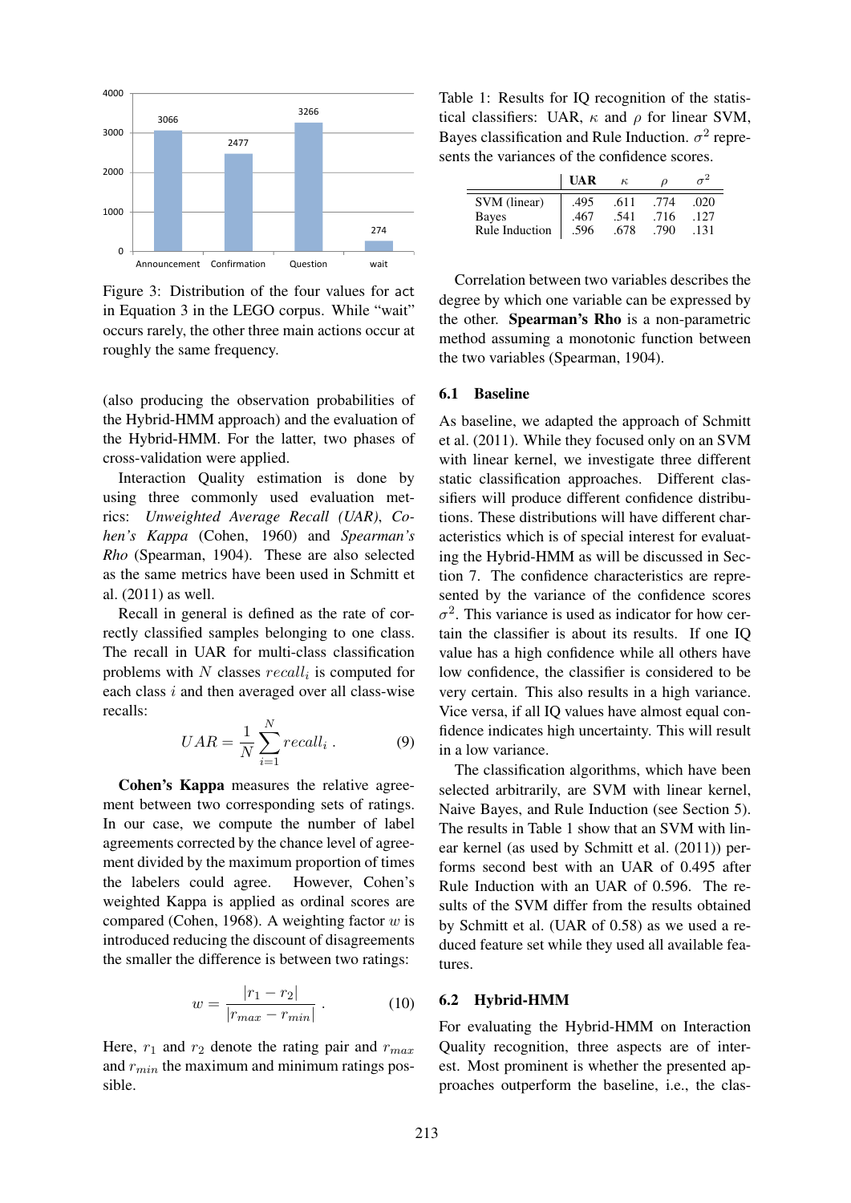Figure 3: Distribution of the four values for act in Equation 3 in the LEGO corpus. While "wait" occurs rarely, the other three main actions occur at roughly the same frequency.

(also producing the observation probabilities of the Hybrid-HMM approach) and the evaluation of the Hybrid-HMM. For the latter, two phases of cross-validation were applied.

Interaction Quality estimation is done by using three commonly used evaluation metrics: *Unweighted Average Recall (UAR)*, *Cohen's Kappa* (Cohen, 1960) and *Spearman's Rho* (Spearman, 1904). These are also selected as the same metrics have been used in Schmitt et al. (2011) as well.

Recall in general is defined as the rate of correctly classified samples belonging to one class. The recall in UAR for multi-class classification problems with $N$ classes $recall_i$ is computed for each class $i$ and then averaged over all class-wise recalls:

$$UAR = \frac{1}{N} \sum_{i=1}^{N} recall_i \, . \tag{9}$$

**Cohen's Kappa** measures the relative agreement between two corresponding sets of ratings. In our case, we compute the number of label agreements corrected by the chance level of agreement divided by the maximum proportion of times the labelers could agree. However, Cohen's weighted Kappa is applied as ordinal scores are compared (Cohen, 1968). A weighting factor $w$ is introduced reducing the discount of disagreements the smaller the difference is between two ratings:

$$w = \frac{|r_1 - r_2|}{|r_{max} - r_{min}|} \, . \tag{10}$$

Here, $r_1$ and $r_2$ denote the rating pair and $r_{max}$ and $r_{min}$ the maximum and minimum ratings possible.

Table 1: Results for IQ recognition of the statistical classifiers: UAR, $\kappa$ and $\rho$ for linear SVM, Bayes classification and Rule Induction. $\sigma^2$ represents the variances of the confidence scores.

| | **UAR** | $\kappa$ | $\rho$ | $\sigma^2$ |
|---|---|---|---|---|
| SVM (linear) | .495 | .611 | .774 | .020 |
| Bayes | .467 | .541 | .716 | .127 |
| Rule Induction | .596 | .678 | .790 | .131 |

Correlation between two variables describes the degree by which one variable can be expressed by the other. **Spearman's Rho** is a non-parametric method assuming a monotonic function between the two variables (Spearman, 1904).

### 6.1 Baseline

As baseline, we adapted the approach of Schmitt et al. (2011). While they focused only on an SVM with linear kernel, we investigate three different static classification approaches. Different classifiers will produce different confidence distributions. These distributions will have different characteristics which is of special interest for evaluating the Hybrid-HMM as will be discussed in Section 7. The confidence characteristics are represented by the variance of the confidence scores $\sigma^2$. This variance is used as indicator for how certain the classifier is about its results. If one IQ value has a high confidence while all others have low confidence, the classifier is considered to be very certain. This also results in a high variance. Vice versa, if all IQ values have almost equal confidence indicates high uncertainty. This will result in a low variance.

The classification algorithms, which have been selected arbitrarily, are SVM with linear kernel, Naive Bayes, and Rule Induction (see Section 5). The results in Table 1 show that an SVM with linear kernel (as used by Schmitt et al. (2011)) performs second best with an UAR of 0.495 after Rule Induction with an UAR of 0.596. The results of the SVM differ from the results obtained by Schmitt et al. (UAR of 0.58) as we used a reduced feature set while they used all available features.

### 6.2 Hybrid-HMM

For evaluating the Hybrid-HMM on Interaction Quality recognition, three aspects are of interest. Most prominent is whether the presented approaches outperform the baseline, i.e., the clas-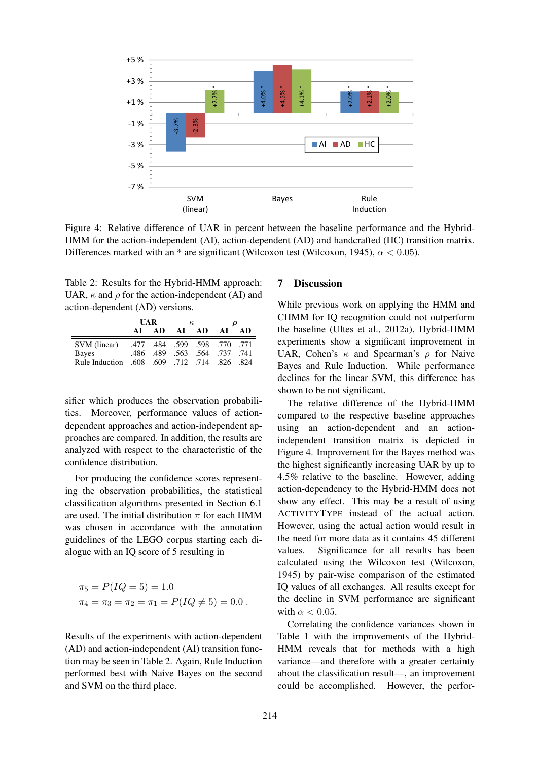Figure 4: Relative difference of UAR in percent between the baseline performance and the Hybrid-HMM for the action-independent (AI), action-dependent (AD) and handcrafted (HC) transition matrix. Differences marked with an * are significant (Wilcoxon test (Wilcoxon, 1945), $\alpha < 0.05$).

Table 2: Results for the Hybrid-HMM approach: UAR, $\kappa$ and $\rho$ for the action-independent (AI) and action-dependent (AD) versions.

| | UAR | | $\kappa$ | | $\rho$ | |
|---|---|---|---|---|---|---|
| | AI | AD | AI | AD | AI | AD |
| SVM (linear) | .477 | .484 | .599 | .598 | .770 | .771 |
| Bayes | .486 | .489 | .563 | .564 | .737 | .741 |
| Rule Induction | .608 | .609 | .712 | .714 | .826 | .824 |

sifier which produces the observation probabilities. Moreover, performance values of action-dependent approaches and action-independent approaches are compared. In addition, the results are analyzed with respect to the characteristic of the confidence distribution.

For producing the confidence scores representing the observation probabilities, the statistical classification algorithms presented in Section 6.1 are used. The initial distribution $\pi$ for each HMM was chosen in accordance with the annotation guidelines of the LEGO corpus starting each dialogue with an IQ score of 5 resulting in

$$\pi_5 = P(IQ = 5) = 1.0$$
$$\pi_4 = \pi_3 = \pi_2 = \pi_1 = P(IQ \neq 5) = 0.0 \,.$$

Results of the experiments with action-dependent (AD) and action-independent (AI) transition function may be seen in Table 2. Again, Rule Induction performed best with Naive Bayes on the second and SVM on the third place.

## 7 Discussion

While previous work on applying the HMM and CHMM for IQ recognition could not outperform the baseline (Ultes et al., 2012a), Hybrid-HMM experiments show a significant improvement in UAR, Cohen's $\kappa$ and Spearman's $\rho$ for Naive Bayes and Rule Induction. While performance declines for the linear SVM, this difference has shown to be not significant.

The relative difference of the Hybrid-HMM compared to the respective baseline approaches using an action-dependent and an action-independent transition matrix is depicted in Figure 4. Improvement for the Bayes method was the highest significantly increasing UAR by up to 4.5% relative to the baseline. However, adding action-dependency to the Hybrid-HMM does not show any effect. This may be a result of using ACTIVITYTYPE instead of the actual action. However, using the actual action would result in the need for more data as it contains 45 different values. Significance for all results has been calculated using the Wilcoxon test (Wilcoxon, 1945) by pair-wise comparison of the estimated IQ values of all exchanges. All results except for the decline in SVM performance are significant with $\alpha < 0.05$.

Correlating the confidence variances shown in Table 1 with the improvements of the Hybrid-HMM reveals that for methods with a high variance—and therefore with a greater certainty about the classification result—, an improvement could be accomplished. However, the perfor-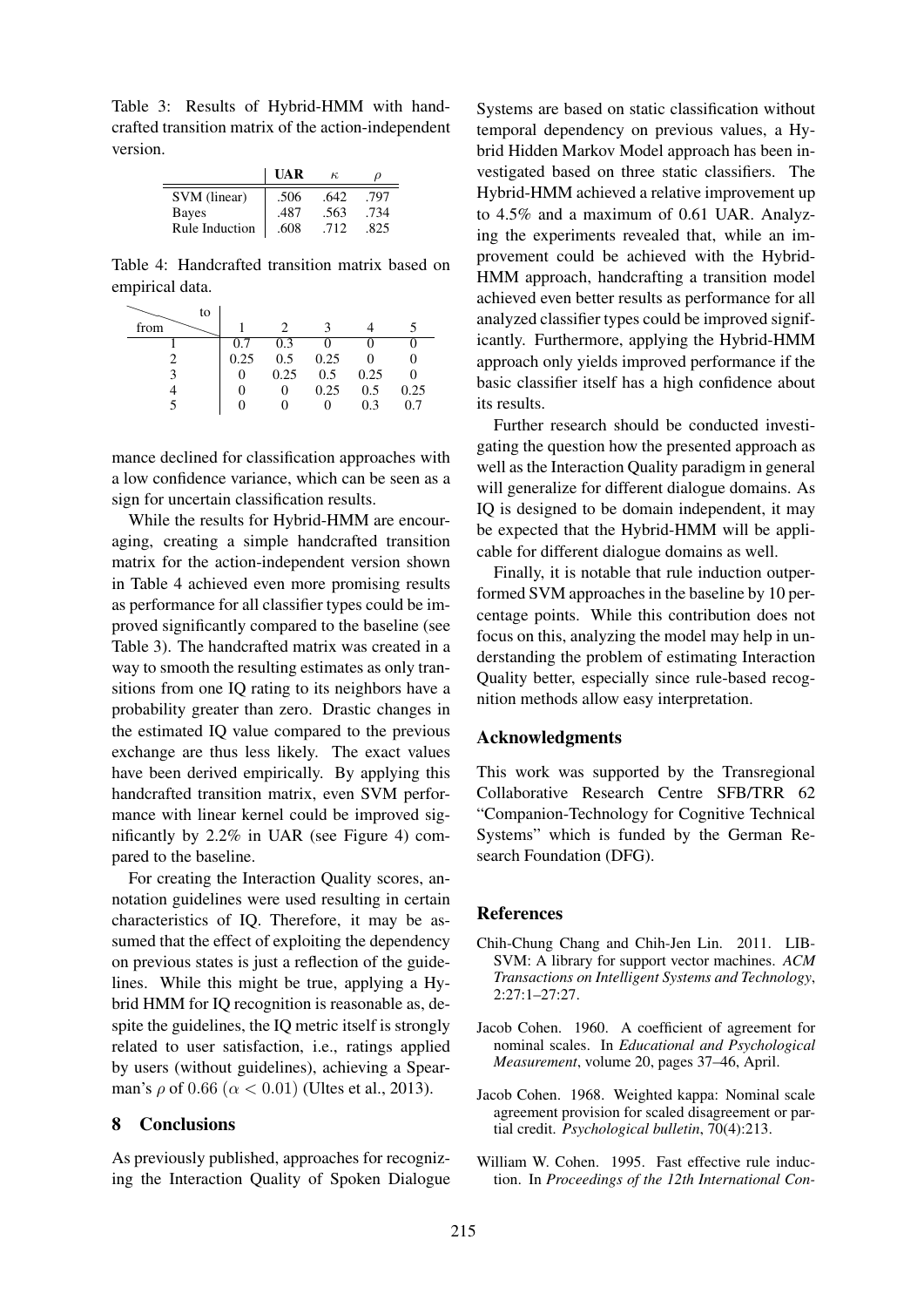Table 3: Results of Hybrid-HMM with handcrafted transition matrix of the action-independent version.

| | **UAR** | $\kappa$ | $\rho$ |
|---|---|---|---|
| SVM (linear) | .506 | .642 | .797 |
| Bayes | .487 | .563 | .734 |
| Rule Induction | .608 | .712 | .825 |

Table 4: Handcrafted transition matrix based on empirical data.

| from \ to | 1 | 2 | 3 | 4 | 5 |
|---|---|---|---|---|---|
| 1 | 0.7 | 0.3 | 0 | 0 | 0 |
| 2 | 0.25 | 0.5 | 0.25 | 0 | 0 |
| 3 | 0 | 0.25 | 0.5 | 0.25 | 0 |
| 4 | 0 | 0 | 0.25 | 0.5 | 0.25 |
| 5 | 0 | 0 | 0 | 0.3 | 0.7 |

mance declined for classification approaches with a low confidence variance, which can be seen as a sign for uncertain classification results.

While the results for Hybrid-HMM are encouraging, creating a simple handcrafted transition matrix for the action-independent version shown in Table 4 achieved even more promising results as performance for all classifier types could be improved significantly compared to the baseline (see Table 3). The handcrafted matrix was created in a way to smooth the resulting estimates as only transitions from one IQ rating to its neighbors have a probability greater than zero. Drastic changes in the estimated IQ value compared to the previous exchange are thus less likely. The exact values have been derived empirically. By applying this handcrafted transition matrix, even SVM performance with linear kernel could be improved significantly by 2.2% in UAR (see Figure 4) compared to the baseline.

For creating the Interaction Quality scores, annotation guidelines were used resulting in certain characteristics of IQ. Therefore, it may be assumed that the effect of exploiting the dependency on previous states is just a reflection of the guidelines. While this might be true, applying a Hybrid HMM for IQ recognition is reasonable as, despite the guidelines, the IQ metric itself is strongly related to user satisfaction, i.e., ratings applied by users (without guidelines), achieving a Spearman's $\rho$ of $0.66$ $(\alpha < 0.01)$ (Ultes et al., 2013).

## 8 Conclusions

As previously published, approaches for recognizing the Interaction Quality of Spoken Dialogue Systems are based on static classification without temporal dependency on previous values, a Hybrid Hidden Markov Model approach has been investigated based on three static classifiers. The Hybrid-HMM achieved a relative improvement up to 4.5% and a maximum of 0.61 UAR. Analyzing the experiments revealed that, while an improvement could be achieved with the Hybrid-HMM approach, handcrafting a transition model achieved even better results as performance for all analyzed classifier types could be improved significantly. Furthermore, applying the Hybrid-HMM approach only yields improved performance if the basic classifier itself has a high confidence about its results.

Further research should be conducted investigating the question how the presented approach as well as the Interaction Quality paradigm in general will generalize for different dialogue domains. As IQ is designed to be domain independent, it may be expected that the Hybrid-HMM will be applicable for different dialogue domains as well.

Finally, it is notable that rule induction outperformed SVM approaches in the baseline by 10 percentage points. While this contribution does not focus on this, analyzing the model may help in understanding the problem of estimating Interaction Quality better, especially since rule-based recognition methods allow easy interpretation.

## Acknowledgments

This work was supported by the Transregional Collaborative Research Centre SFB/TRR 62 "Companion-Technology for Cognitive Technical Systems" which is funded by the German Research Foundation (DFG).

## References

Chih-Chung Chang and Chih-Jen Lin. 2011. LIBSVM: A library for support vector machines. *ACM Transactions on Intelligent Systems and Technology*, 2:27:1–27:27.

Jacob Cohen. 1960. A coefficient of agreement for nominal scales. In *Educational and Psychological Measurement*, volume 20, pages 37–46, April.

Jacob Cohen. 1968. Weighted kappa: Nominal scale agreement provision for scaled disagreement or partial credit. *Psychological bulletin*, 70(4):213.

William W. Cohen. 1995. Fast effective rule induction. In *Proceedings of the 12th International Con-*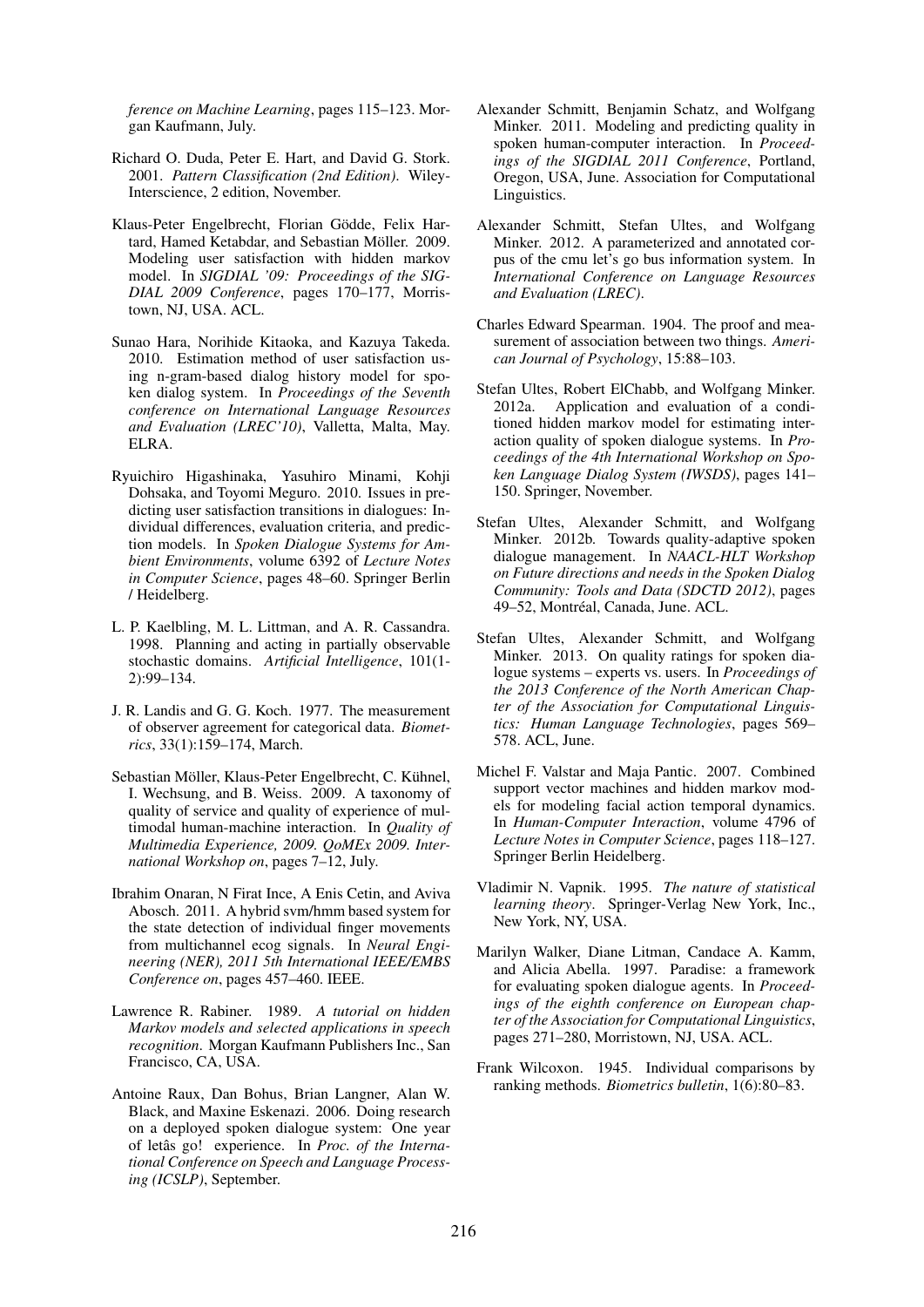*ference on Machine Learning*, pages 115–123. Morgan Kaufmann, July.

Richard O. Duda, Peter E. Hart, and David G. Stork. 2001. *Pattern Classification (2nd Edition)*. Wiley-Interscience, 2 edition, November.

Klaus-Peter Engelbrecht, Florian Gödde, Felix Hartard, Hamed Ketabdar, and Sebastian Möller. 2009. Modeling user satisfaction with hidden markov model. In *SIGDIAL '09: Proceedings of the SIGDIAL 2009 Conference*, pages 170–177, Morristown, NJ, USA. ACL.

Sunao Hara, Norihide Kitaoka, and Kazuya Takeda. 2010. Estimation method of user satisfaction using n-gram-based dialog history model for spoken dialog system. In *Proceedings of the Seventh conference on International Language Resources and Evaluation (LREC'10)*, Valletta, Malta, May. ELRA.

Ryuichiro Higashinaka, Yasuhiro Minami, Kohji Dohsaka, and Toyomi Meguro. 2010. Issues in predicting user satisfaction transitions in dialogues: Individual differences, evaluation criteria, and prediction models. In *Spoken Dialogue Systems for Ambient Environments*, volume 6392 of *Lecture Notes in Computer Science*, pages 48–60. Springer Berlin / Heidelberg.

L. P. Kaelbling, M. L. Littman, and A. R. Cassandra. 1998. Planning and acting in partially observable stochastic domains. *Artificial Intelligence*, 101(1-2):99–134.

J. R. Landis and G. G. Koch. 1977. The measurement of observer agreement for categorical data. *Biometrics*, 33(1):159–174, March.

Sebastian Möller, Klaus-Peter Engelbrecht, C. Kühnel, I. Wechsung, and B. Weiss. 2009. A taxonomy of quality of service and quality of experience of multimodal human-machine interaction. In *Quality of Multimedia Experience, 2009. QoMEx 2009. International Workshop on*, pages 7–12, July.

Ibrahim Onaran, N Firat Ince, A Enis Cetin, and Aviva Abosch. 2011. A hybrid svm/hmm based system for the state detection of individual finger movements from multichannel ecog signals. In *Neural Engineering (NER), 2011 5th International IEEE/EMBS Conference on*, pages 457–460. IEEE.

Lawrence R. Rabiner. 1989. *A tutorial on hidden Markov models and selected applications in speech recognition*. Morgan Kaufmann Publishers Inc., San Francisco, CA, USA.

Antoine Raux, Dan Bohus, Brian Langner, Alan W. Black, and Maxine Eskenazi. 2006. Doing research on a deployed spoken dialogue system: One year of letâs go! experience. In *Proc. of the International Conference on Speech and Language Processing (ICSLP)*, September.

Alexander Schmitt, Benjamin Schatz, and Wolfgang Minker. 2011. Modeling and predicting quality in spoken human-computer interaction. In *Proceedings of the SIGDIAL 2011 Conference*, Portland, Oregon, USA, June. Association for Computational Linguistics.

Alexander Schmitt, Stefan Ultes, and Wolfgang Minker. 2012. A parameterized and annotated corpus of the cmu let's go bus information system. In *International Conference on Language Resources and Evaluation (LREC)*.

Charles Edward Spearman. 1904. The proof and measurement of association between two things. *American Journal of Psychology*, 15:88–103.

Stefan Ultes, Robert ElChabb, and Wolfgang Minker. 2012a. Application and evaluation of a conditioned hidden markov model for estimating interaction quality of spoken dialogue systems. In *Proceedings of the 4th International Workshop on Spoken Language Dialog System (IWSDS)*, pages 141–150. Springer, November.

Stefan Ultes, Alexander Schmitt, and Wolfgang Minker. 2012b. Towards quality-adaptive spoken dialogue management. In *NAACL-HLT Workshop on Future directions and needs in the Spoken Dialog Community: Tools and Data (SDCTD 2012)*, pages 49–52, Montréal, Canada, June. ACL.

Stefan Ultes, Alexander Schmitt, and Wolfgang Minker. 2013. On quality ratings for spoken dialogue systems – experts vs. users. In *Proceedings of the 2013 Conference of the North American Chapter of the Association for Computational Linguistics: Human Language Technologies*, pages 569–578. ACL, June.

Michel F. Valstar and Maja Pantic. 2007. Combined support vector machines and hidden markov models for modeling facial action temporal dynamics. In *Human-Computer Interaction*, volume 4796 of *Lecture Notes in Computer Science*, pages 118–127. Springer Berlin Heidelberg.

Vladimir N. Vapnik. 1995. *The nature of statistical learning theory*. Springer-Verlag New York, Inc., New York, NY, USA.

Marilyn Walker, Diane Litman, Candace A. Kamm, and Alicia Abella. 1997. Paradise: a framework for evaluating spoken dialogue agents. In *Proceedings of the eighth conference on European chapter of the Association for Computational Linguistics*, pages 271–280, Morristown, NJ, USA. ACL.

Frank Wilcoxon. 1945. Individual comparisons by ranking methods. *Biometrics bulletin*, 1(6):80–83.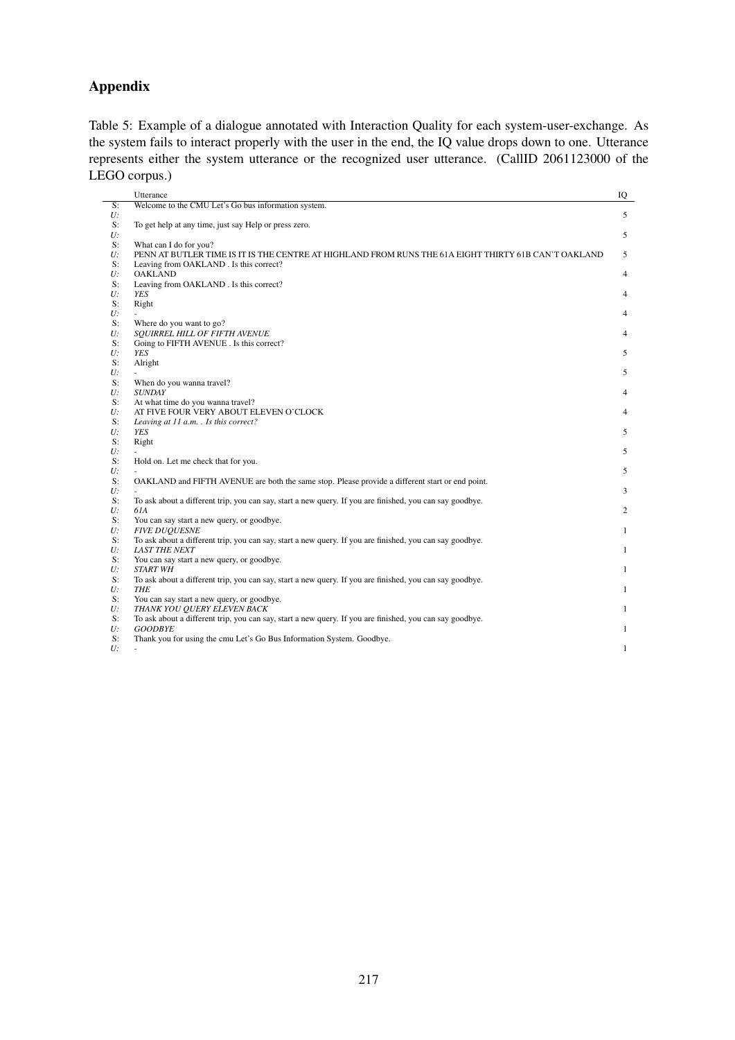## Appendix

Table 5: Example of a dialogue annotated with Interaction Quality for each system-user-exchange. As the system fails to interact properly with the user in the end, the IQ value drops down to one. Utterance represents either the system utterance or the recognized user utterance. (CallID 2061123000 of the LEGO corpus.)

| | Utterance | IQ |
|---|---|---|
| S: | Welcome to the CMU Let's Go bus information system. | |
| *U:* | | 5 |
| S: | To get help at any time, just say Help or press zero. | |
| *U:* | | 5 |
| S: | What can I do for you? | |
| *U:* | PENN AT BUTLER TIME IS IT IS THE CENTRE AT HIGHLAND FROM RUNS THE 61A EIGHT THIRTY 61B CAN'T OAKLAND | 5 |
| S: | Leaving from OAKLAND . Is this correct? | |
| *U:* | OAKLAND | 4 |
| S: | Leaving from OAKLAND . Is this correct? | |
| *U:* | *YES* | 4 |
| S: | Right | |
| *U:* | - | 4 |
| S: | Where do you want to go? | |
| *U:* | *SQUIRREL HILL OF FIFTH AVENUE* | 4 |
| S: | Going to FIFTH AVENUE . Is this correct? | |
| *U:* | *YES* | 5 |
| S: | Alright | |
| *U:* | - | 5 |
| S: | When do you wanna travel? | |
| *U:* | *SUNDAY* | 4 |
| S: | At what time do you wanna travel? | |
| *U:* | AT FIVE FOUR VERY ABOUT ELEVEN O'CLOCK | 4 |
| S: | *Leaving at 11 a.m. . Is this correct?* | |
| *U:* | *YES* | 5 |
| S: | Right | |
| *U:* | - | 5 |
| S: | Hold on. Let me check that for you. | |
| *U:* | - | 5 |
| S: | OAKLAND and FIFTH AVENUE are both the same stop. Please provide a different start or end point. | |
| *U:* | - | 3 |
| S: | To ask about a different trip, you can say, start a new query. If you are finished, you can say goodbye. | |
| *U:* | *61A* | 2 |
| S: | You can say start a new query, or goodbye. | |
| *U:* | *FIVE DUQUESNE* | 1 |
| S: | To ask about a different trip, you can say, start a new query. If you are finished, you can say goodbye. | |
| *U:* | *LAST THE NEXT* | 1 |
| S: | You can say start a new query, or goodbye. | |
| *U:* | *START WH* | 1 |
| S: | To ask about a different trip, you can say, start a new query. If you are finished, you can say goodbye. | |
| *U:* | *THE* | 1 |
| S: | You can say start a new query, or goodbye. | |
| *U:* | *THANK YOU QUERY ELEVEN BACK* | 1 |
| S: | To ask about a different trip, you can say, start a new query. If you are finished, you can say goodbye. | |
| *U:* | *GOODBYE* | 1 |
| S: | Thank you for using the cmu Let's Go Bus Information System. Goodbye. | |
| *U:* | - | 1 |